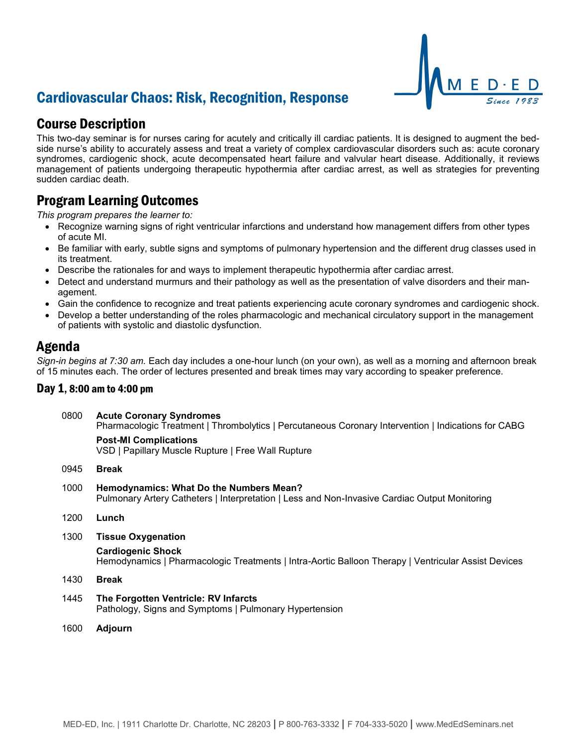# Cardiovascular Chaos: Risk, Recognition, Response

## Course Description

This two-day seminar is for nurses caring for acutely and critically ill cardiac patients. It is designed to augment the bedside nurse's ability to accurately assess and treat a variety of complex cardiovascular disorders such as: acute coronary syndromes, cardiogenic shock, acute decompensated heart failure and valvular heart disease. Additionally, it reviews management of patients undergoing therapeutic hypothermia after cardiac arrest, as well as strategies for preventing sudden cardiac death.

## Program Learning Outcomes

*This program prepares the learner to:*

- Recognize warning signs of right ventricular infarctions and understand how management differs from other types of acute MI.
- Be familiar with early, subtle signs and symptoms of pulmonary hypertension and the different drug classes used in its treatment.
- Describe the rationales for and ways to implement therapeutic hypothermia after cardiac arrest.
- Detect and understand murmurs and their pathology as well as the presentation of valve disorders and their management.
- Gain the confidence to recognize and treat patients experiencing acute coronary syndromes and cardiogenic shock.
- Develop a better understanding of the roles pharmacologic and mechanical circulatory support in the management of patients with systolic and diastolic dysfunction.

## Agenda

*Sign-in begins at 7:30 am.* Each day includes a one-hour lunch (on your own), as well as a morning and afternoon break of 15 minutes each. The order of lectures presented and break times may vary according to speaker preference.

### Day 1, 8:00 am to 4:00 pm

0800 **Acute Coronary Syndromes**
Pharmacologic Treatment | Thrombolytics | Percutaneous Coronary Intervention | Indications for CABG

**Post-MI Complications**
VSD | Papillary Muscle Rupture | Free Wall Rupture

0945 **Break**

1000 **Hemodynamics: What Do the Numbers Mean?**
Pulmonary Artery Catheters | Interpretation | Less and Non-Invasive Cardiac Output Monitoring

1200 **Lunch**

1300 **Tissue Oxygenation**

**Cardiogenic Shock**
Hemodynamics | Pharmacologic Treatments | Intra-Aortic Balloon Therapy | Ventricular Assist Devices

1430 **Break**

1445 **The Forgotten Ventricle: RV Infarcts**
Pathology, Signs and Symptoms | Pulmonary Hypertension

1600 **Adjourn**

MED-ED, Inc. | 1911 Charlotte Dr. Charlotte, NC 28203 | P 800-763-3332 | F 704-333-5020 | www.MedEdSeminars.net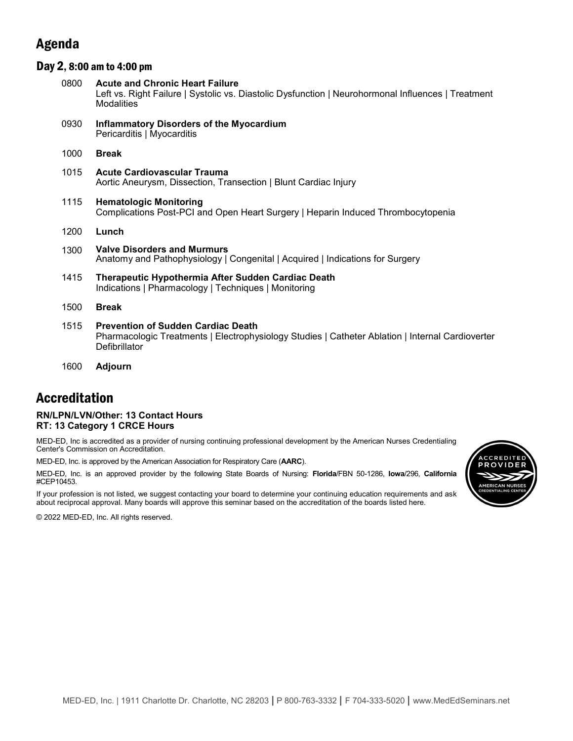# Agenda

## Day 2, 8:00 am to 4:00 pm

0800 **Acute and Chronic Heart Failure**
Left vs. Right Failure | Systolic vs. Diastolic Dysfunction | Neurohormonal Influences | Treatment Modalities

0930 **Inflammatory Disorders of the Myocardium**
Pericarditis | Myocarditis

1000 **Break**

1015 **Acute Cardiovascular Trauma**
Aortic Aneurysm, Dissection, Transection | Blunt Cardiac Injury

1115 **Hematologic Monitoring**
Complications Post-PCI and Open Heart Surgery | Heparin Induced Thrombocytopenia

1200 **Lunch**

1300 **Valve Disorders and Murmurs**
Anatomy and Pathophysiology | Congenital | Acquired | Indications for Surgery

1415 **Therapeutic Hypothermia After Sudden Cardiac Death**
Indications | Pharmacology | Techniques | Monitoring

1500 **Break**

1515 **Prevention of Sudden Cardiac Death**
Pharmacologic Treatments | Electrophysiology Studies | Catheter Ablation | Internal Cardioverter Defibrillator

1600 **Adjourn**

# Accreditation

**RN/LPN/LVN/Other: 13 Contact Hours**
**RT: 13 Category 1 CRCE Hours**

MED-ED, Inc is accredited as a provider of nursing continuing professional development by the American Nurses Credentialing Center's Commission on Accreditation.

MED-ED, Inc. is approved by the American Association for Respiratory Care (**AARC**).

MED-ED, Inc. is an approved provider by the following State Boards of Nursing: **Florida**/FBN 50-1286, **Iowa**/296, **California** #CEP10453.

If your profession is not listed, we suggest contacting your board to determine your continuing education requirements and ask about reciprocal approval. Many boards will approve this seminar based on the accreditation of the boards listed here.

ACCREDITED PROVIDER
AMERICAN NURSES CREDENTIALING CENTER

© 2022 MED-ED, Inc. All rights reserved.

MED-ED, Inc. | 1911 Charlotte Dr. Charlotte, NC 28203 | P 800-763-3332 | F 704-333-5020 | www.MedEdSeminars.net